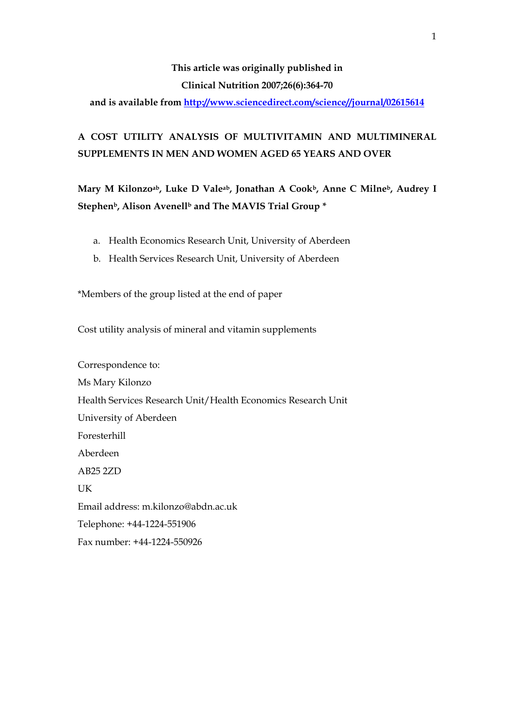**This article was originally published in**

**Clinical Nutrition 2007;26(6):364-70**

**and is available from [http://www.sciencedirect.com/science//journal/02615614](http://www.sciencedirect.com/science//journal/02615614)**

# A COST UTILITY ANALYSIS OF MULTIVITAMIN AND MULTIMINERAL SUPPLEMENTS IN MEN AND WOMEN AGED 65 YEARS AND OVER

**Mary M Kilonzo[ab], Luke D Vale[ab], Jonathan A Cook[b], Anne C Milne[b], Audrey I Stephen[b], Alison Avenell[b] and The MAVIS Trial Group \***

a. Health Economics Research Unit, University of Aberdeen
b. Health Services Research Unit, University of Aberdeen

*Members of the group listed at the end of paper

Cost utility analysis of mineral and vitamin supplements

Correspondence to:
Ms Mary Kilonzo
Health Services Research Unit/Health Economics Research Unit
University of Aberdeen
Foresterhill
Aberdeen
AB25 2ZD
UK
Email address: m.kilonzo@abdn.ac.uk
Telephone: +44-1224-551906
Fax number: +44-1224-550926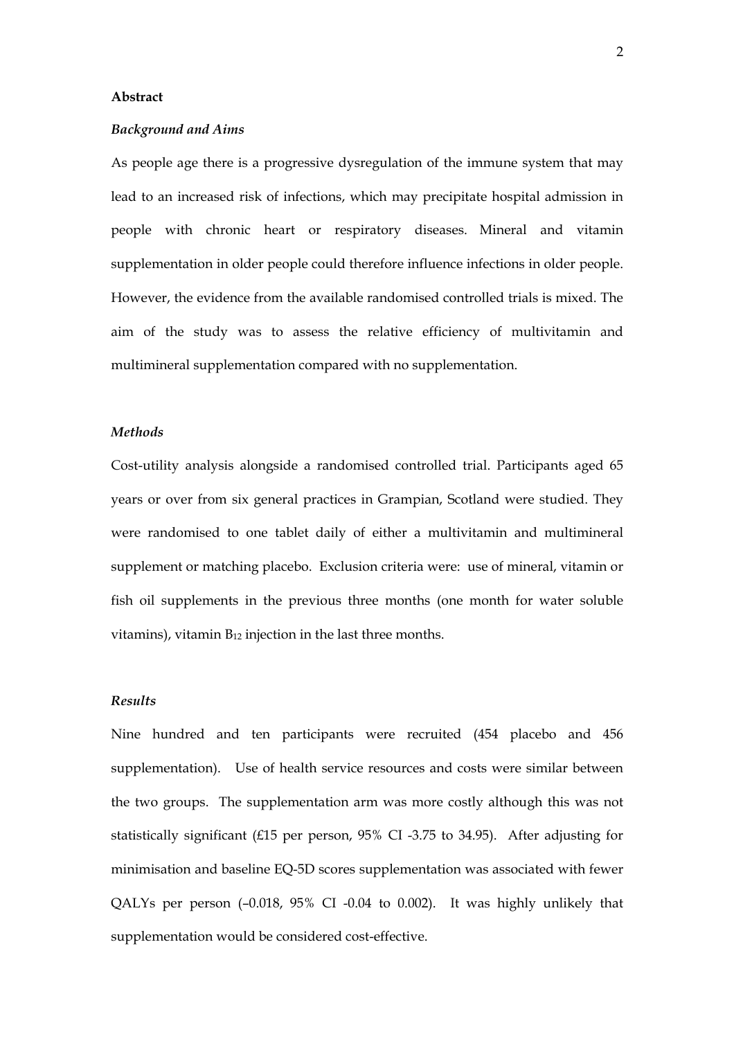## Abstract

### *Background and Aims*

As people age there is a progressive dysregulation of the immune system that may lead to an increased risk of infections, which may precipitate hospital admission in people with chronic heart or respiratory diseases. Mineral and vitamin supplementation in older people could therefore influence infections in older people. However, the evidence from the available randomised controlled trials is mixed. The aim of the study was to assess the relative efficiency of multivitamin and multimineral supplementation compared with no supplementation.

### *Methods*

Cost-utility analysis alongside a randomised controlled trial. Participants aged 65 years or over from six general practices in Grampian, Scotland were studied. They were randomised to one tablet daily of either a multivitamin and multimineral supplement or matching placebo. Exclusion criteria were: use of mineral, vitamin or fish oil supplements in the previous three months (one month for water soluble vitamins), vitamin $B_{12}$ injection in the last three months.

### *Results*

Nine hundred and ten participants were recruited (454 placebo and 456 supplementation). Use of health service resources and costs were similar between the two groups. The supplementation arm was more costly although this was not statistically significant (£15 per person, 95% CI -3.75 to 34.95). After adjusting for minimisation and baseline EQ-5D scores supplementation was associated with fewer QALYs per person (–0.018, 95% CI -0.04 to 0.002). It was highly unlikely that supplementation would be considered cost-effective.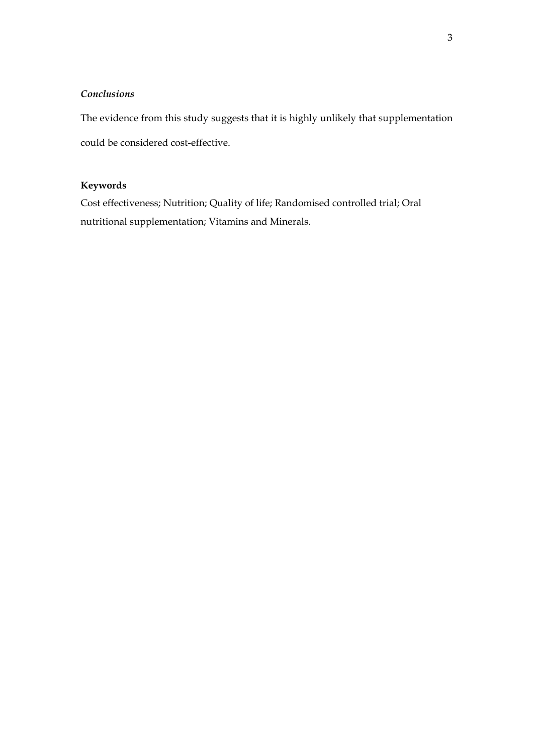### *Conclusions*

The evidence from this study suggests that it is highly unlikely that supplementation could be considered cost-effective.

### Keywords

Cost effectiveness; Nutrition; Quality of life; Randomised controlled trial; Oral nutritional supplementation; Vitamins and Minerals.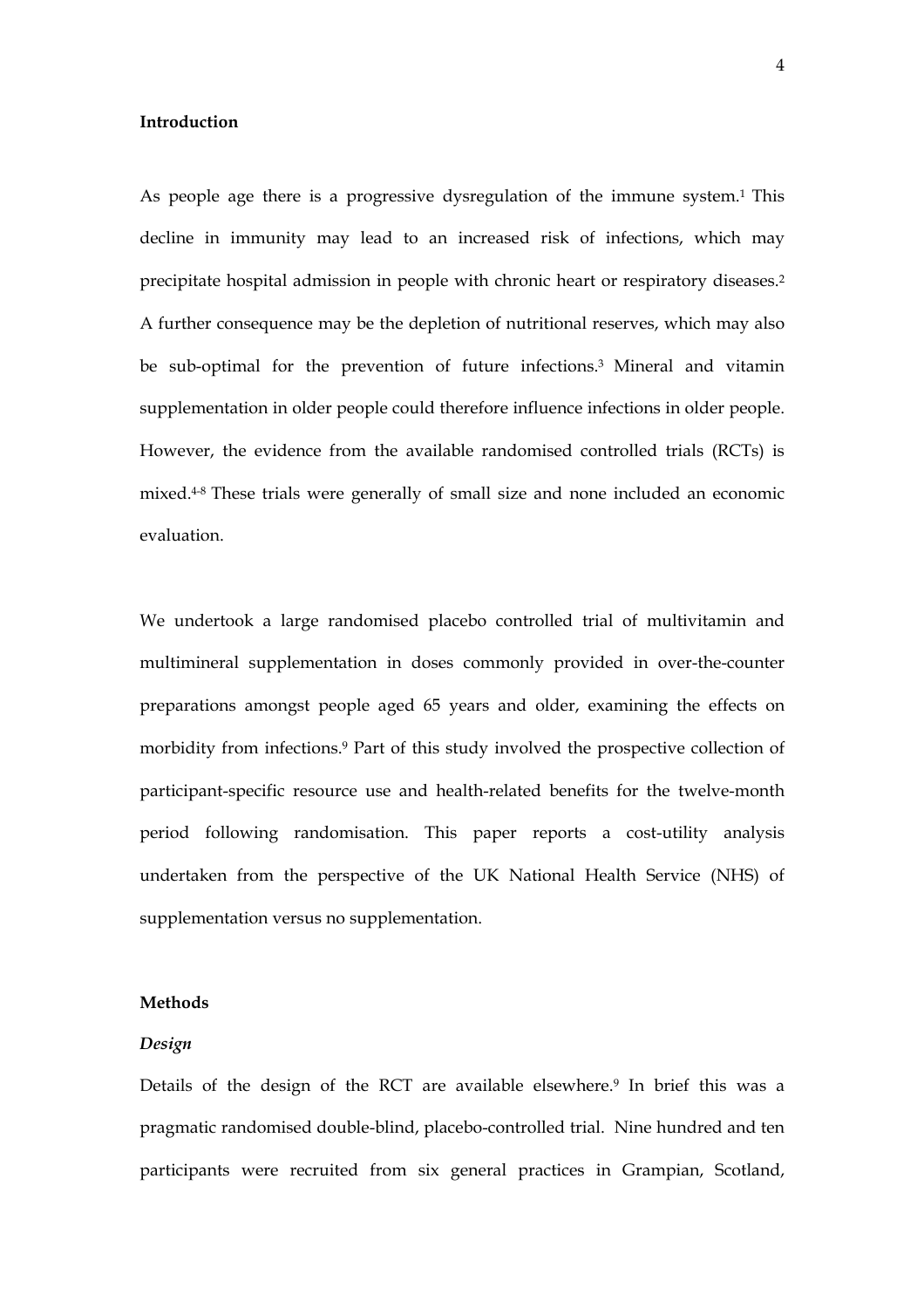## Introduction

As people age there is a progressive dysregulation of the immune system.[1] This decline in immunity may lead to an increased risk of infections, which may precipitate hospital admission in people with chronic heart or respiratory diseases.[2] A further consequence may be the depletion of nutritional reserves, which may also be sub-optimal for the prevention of future infections.[3] Mineral and vitamin supplementation in older people could therefore influence infections in older people. However, the evidence from the available randomised controlled trials (RCTs) is mixed.[4-8] These trials were generally of small size and none included an economic evaluation.

We undertook a large randomised placebo controlled trial of multivitamin and multimineral supplementation in doses commonly provided in over-the-counter preparations amongst people aged 65 years and older, examining the effects on morbidity from infections.[9] Part of this study involved the prospective collection of participant-specific resource use and health-related benefits for the twelve-month period following randomisation. This paper reports a cost-utility analysis undertaken from the perspective of the UK National Health Service (NHS) of supplementation versus no supplementation.

## Methods

### *Design*

Details of the design of the RCT are available elsewhere.[9] In brief this was a pragmatic randomised double-blind, placebo-controlled trial. Nine hundred and ten participants were recruited from six general practices in Grampian, Scotland,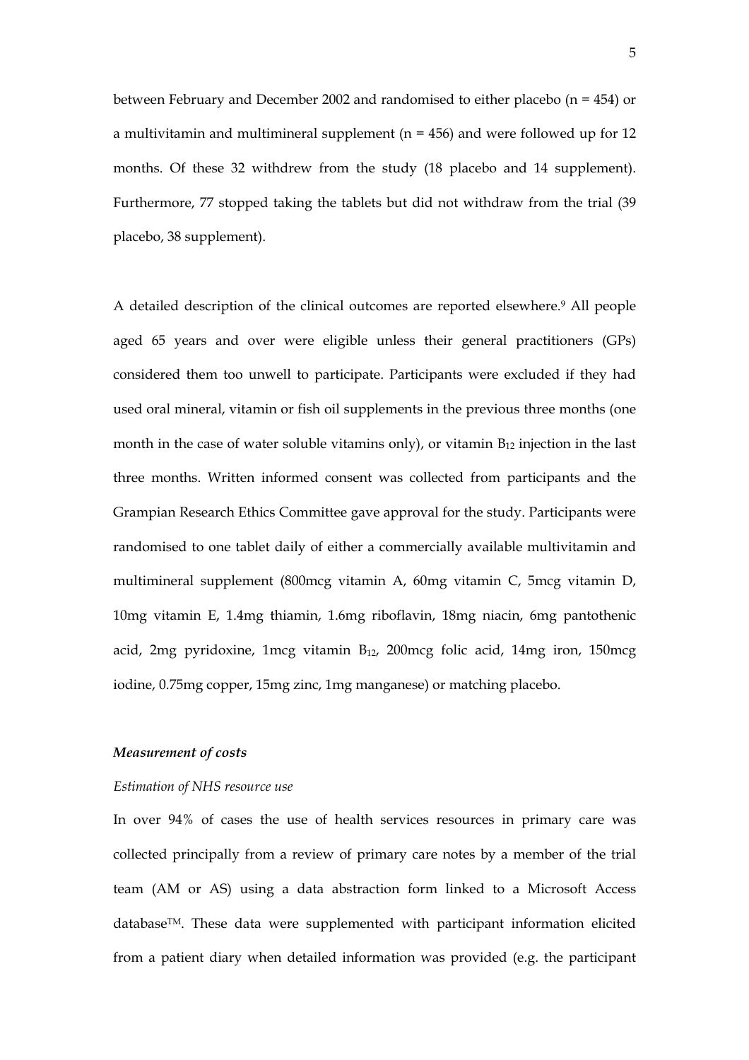between February and December 2002 and randomised to either placebo (n = 454) or a multivitamin and multimineral supplement (n = 456) and were followed up for 12 months. Of these 32 withdrew from the study (18 placebo and 14 supplement). Furthermore, 77 stopped taking the tablets but did not withdraw from the trial (39 placebo, 38 supplement).

A detailed description of the clinical outcomes are reported elsewhere.[9] All people aged 65 years and over were eligible unless their general practitioners (GPs) considered them too unwell to participate. Participants were excluded if they had used oral mineral, vitamin or fish oil supplements in the previous three months (one month in the case of water soluble vitamins only), or vitamin $B_{12}$ injection in the last three months. Written informed consent was collected from participants and the Grampian Research Ethics Committee gave approval for the study. Participants were randomised to one tablet daily of either a commercially available multivitamin and multimineral supplement (800mcg vitamin A, 60mg vitamin C, 5mcg vitamin D, 10mg vitamin E, 1.4mg thiamin, 1.6mg riboflavin, 18mg niacin, 6mg pantothenic acid, 2mg pyridoxine, 1mcg vitamin $B_{12}$, 200mcg folic acid, 14mg iron, 150mcg iodine, 0.75mg copper, 15mg zinc, 1mg manganese) or matching placebo.

***Measurement of costs***

*Estimation of NHS resource use*

In over 94% of cases the use of health services resources in primary care was collected principally from a review of primary care notes by a member of the trial team (AM or AS) using a data abstraction form linked to a Microsoft Access database™. These data were supplemented with participant information elicited from a patient diary when detailed information was provided (e.g. the participant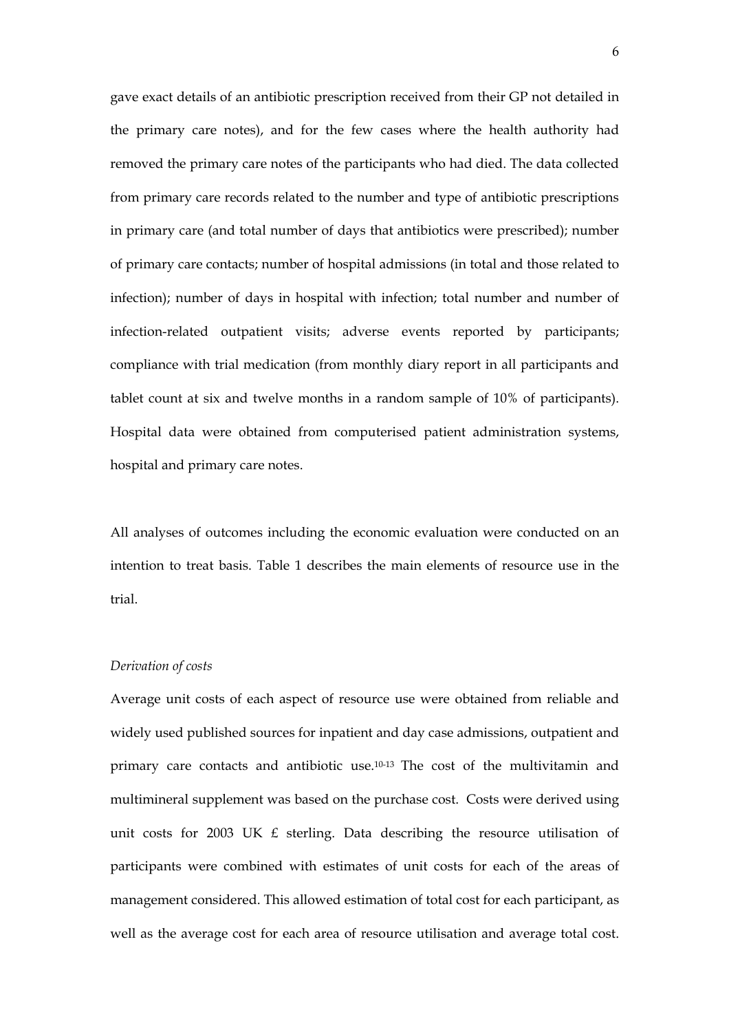gave exact details of an antibiotic prescription received from their GP not detailed in the primary care notes), and for the few cases where the health authority had removed the primary care notes of the participants who had died. The data collected from primary care records related to the number and type of antibiotic prescriptions in primary care (and total number of days that antibiotics were prescribed); number of primary care contacts; number of hospital admissions (in total and those related to infection); number of days in hospital with infection; total number and number of infection-related outpatient visits; adverse events reported by participants; compliance with trial medication (from monthly diary report in all participants and tablet count at six and twelve months in a random sample of 10% of participants). Hospital data were obtained from computerised patient administration systems, hospital and primary care notes.

All analyses of outcomes including the economic evaluation were conducted on an intention to treat basis. Table 1 describes the main elements of resource use in the trial.

*Derivation of costs*

Average unit costs of each aspect of resource use were obtained from reliable and widely used published sources for inpatient and day case admissions, outpatient and primary care contacts and antibiotic use.[10-13] The cost of the multivitamin and multimineral supplement was based on the purchase cost. Costs were derived using unit costs for 2003 UK £ sterling. Data describing the resource utilisation of participants were combined with estimates of unit costs for each of the areas of management considered. This allowed estimation of total cost for each participant, as well as the average cost for each area of resource utilisation and average total cost.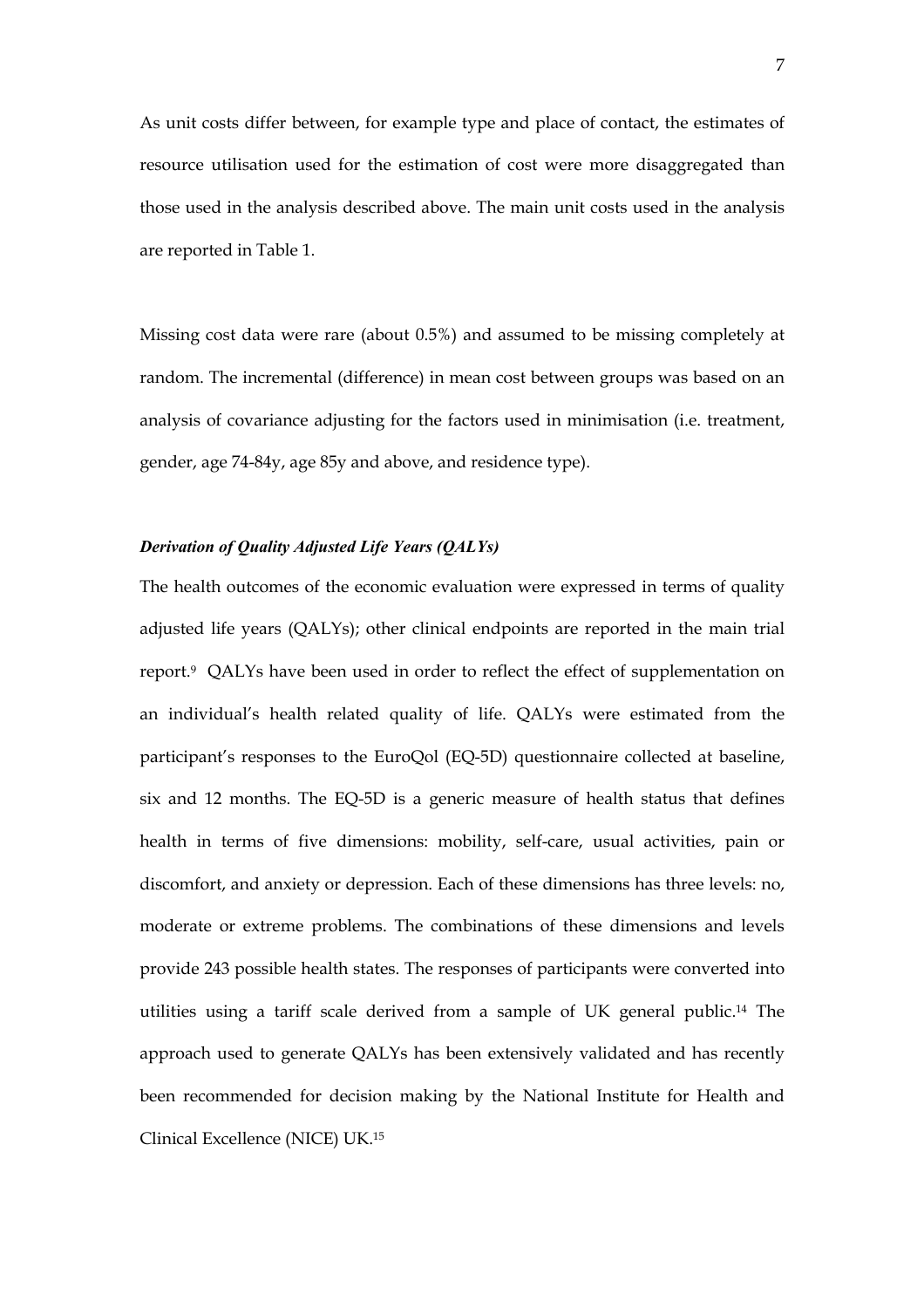As unit costs differ between, for example type and place of contact, the estimates of resource utilisation used for the estimation of cost were more disaggregated than those used in the analysis described above. The main unit costs used in the analysis are reported in Table 1.

Missing cost data were rare (about 0.5%) and assumed to be missing completely at random. The incremental (difference) in mean cost between groups was based on an analysis of covariance adjusting for the factors used in minimisation (i.e. treatment, gender, age 74-84y, age 85y and above, and residence type).

***Derivation of Quality Adjusted Life Years (QALYs)***

The health outcomes of the economic evaluation were expressed in terms of quality adjusted life years (QALYs); other clinical endpoints are reported in the main trial report.[9] QALYs have been used in order to reflect the effect of supplementation on an individual's health related quality of life. QALYs were estimated from the participant's responses to the EuroQol (EQ-5D) questionnaire collected at baseline, six and 12 months. The EQ-5D is a generic measure of health status that defines health in terms of five dimensions: mobility, self-care, usual activities, pain or discomfort, and anxiety or depression. Each of these dimensions has three levels: no, moderate or extreme problems. The combinations of these dimensions and levels provide 243 possible health states. The responses of participants were converted into utilities using a tariff scale derived from a sample of UK general public.[14] The approach used to generate QALYs has been extensively validated and has recently been recommended for decision making by the National Institute for Health and Clinical Excellence (NICE) UK.[15]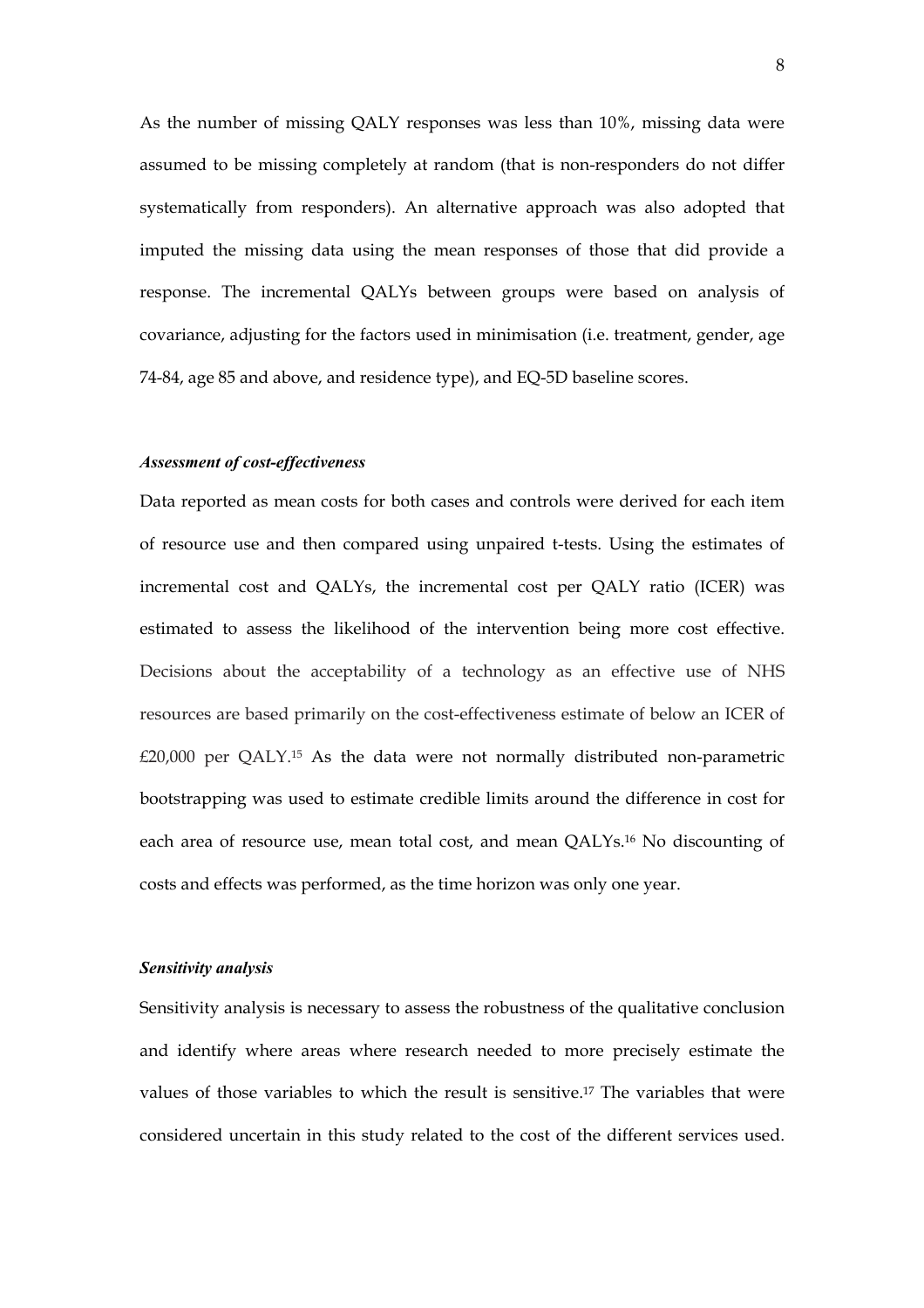As the number of missing QALY responses was less than 10%, missing data were assumed to be missing completely at random (that is non-responders do not differ systematically from responders). An alternative approach was also adopted that imputed the missing data using the mean responses of those that did provide a response. The incremental QALYs between groups were based on analysis of covariance, adjusting for the factors used in minimisation (i.e. treatment, gender, age 74-84, age 85 and above, and residence type), and EQ-5D baseline scores.

***Assessment of cost-effectiveness***

Data reported as mean costs for both cases and controls were derived for each item of resource use and then compared using unpaired t-tests. Using the estimates of incremental cost and QALYs, the incremental cost per QALY ratio (ICER) was estimated to assess the likelihood of the intervention being more cost effective. Decisions about the acceptability of a technology as an effective use of NHS resources are based primarily on the cost-effectiveness estimate of below an ICER of £20,000 per QALY.[15] As the data were not normally distributed non-parametric bootstrapping was used to estimate credible limits around the difference in cost for each area of resource use, mean total cost, and mean QALYs.[16] No discounting of costs and effects was performed, as the time horizon was only one year.

***Sensitivity analysis***

Sensitivity analysis is necessary to assess the robustness of the qualitative conclusion and identify where areas where research needed to more precisely estimate the values of those variables to which the result is sensitive.[17] The variables that were considered uncertain in this study related to the cost of the different services used.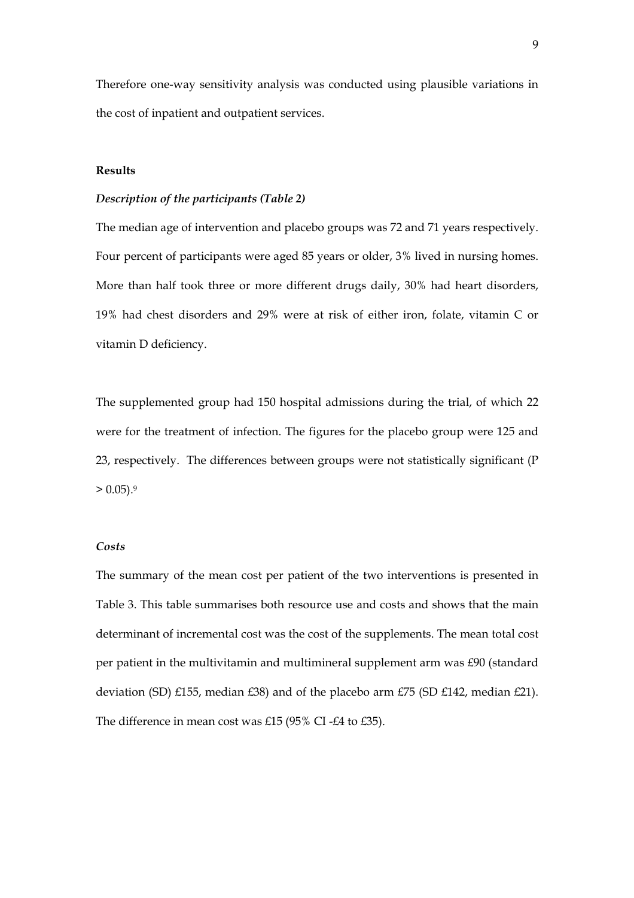Therefore one-way sensitivity analysis was conducted using plausible variations in the cost of inpatient and outpatient services.

## Results

### *Description of the participants (Table 2)*

The median age of intervention and placebo groups was 72 and 71 years respectively. Four percent of participants were aged 85 years or older, 3% lived in nursing homes. More than half took three or more different drugs daily, 30% had heart disorders, 19% had chest disorders and 29% were at risk of either iron, folate, vitamin C or vitamin D deficiency.

The supplemented group had 150 hospital admissions during the trial, of which 22 were for the treatment of infection. The figures for the placebo group were 125 and 23, respectively. The differences between groups were not statistically significant ($P > 0.05$).[9]

### *Costs*

The summary of the mean cost per patient of the two interventions is presented in Table 3. This table summarises both resource use and costs and shows that the main determinant of incremental cost was the cost of the supplements. The mean total cost per patient in the multivitamin and multimineral supplement arm was £90 (standard deviation (SD) £155, median £38) and of the placebo arm £75 (SD £142, median £21). The difference in mean cost was £15 (95% CI -£4 to £35).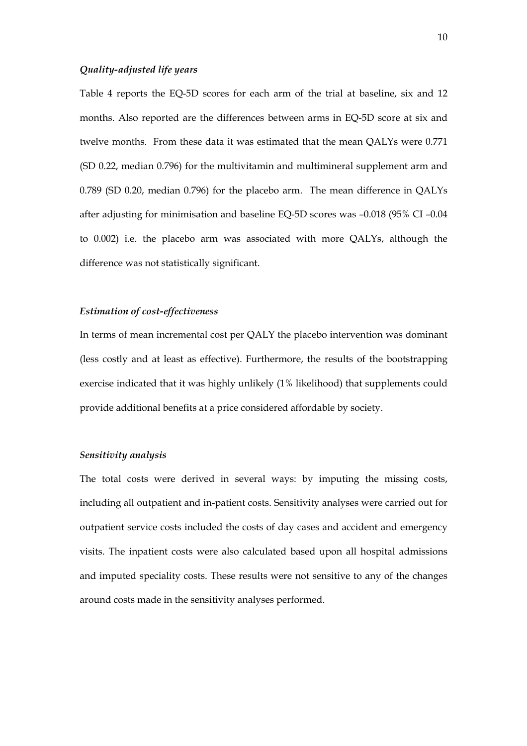### *Quality-adjusted life years*

Table 4 reports the EQ-5D scores for each arm of the trial at baseline, six and 12 months. Also reported are the differences between arms in EQ-5D score at six and twelve months. From these data it was estimated that the mean QALYs were 0.771 (SD 0.22, median 0.796) for the multivitamin and multimineral supplement arm and 0.789 (SD 0.20, median 0.796) for the placebo arm. The mean difference in QALYs after adjusting for minimisation and baseline EQ-5D scores was –0.018 (95% CI –0.04 to 0.002) i.e. the placebo arm was associated with more QALYs, although the difference was not statistically significant.

### *Estimation of cost-effectiveness*

In terms of mean incremental cost per QALY the placebo intervention was dominant (less costly and at least as effective). Furthermore, the results of the bootstrapping exercise indicated that it was highly unlikely (1% likelihood) that supplements could provide additional benefits at a price considered affordable by society.

### *Sensitivity analysis*

The total costs were derived in several ways: by imputing the missing costs, including all outpatient and in-patient costs. Sensitivity analyses were carried out for outpatient service costs included the costs of day cases and accident and emergency visits. The inpatient costs were also calculated based upon all hospital admissions and imputed speciality costs. These results were not sensitive to any of the changes around costs made in the sensitivity analyses performed.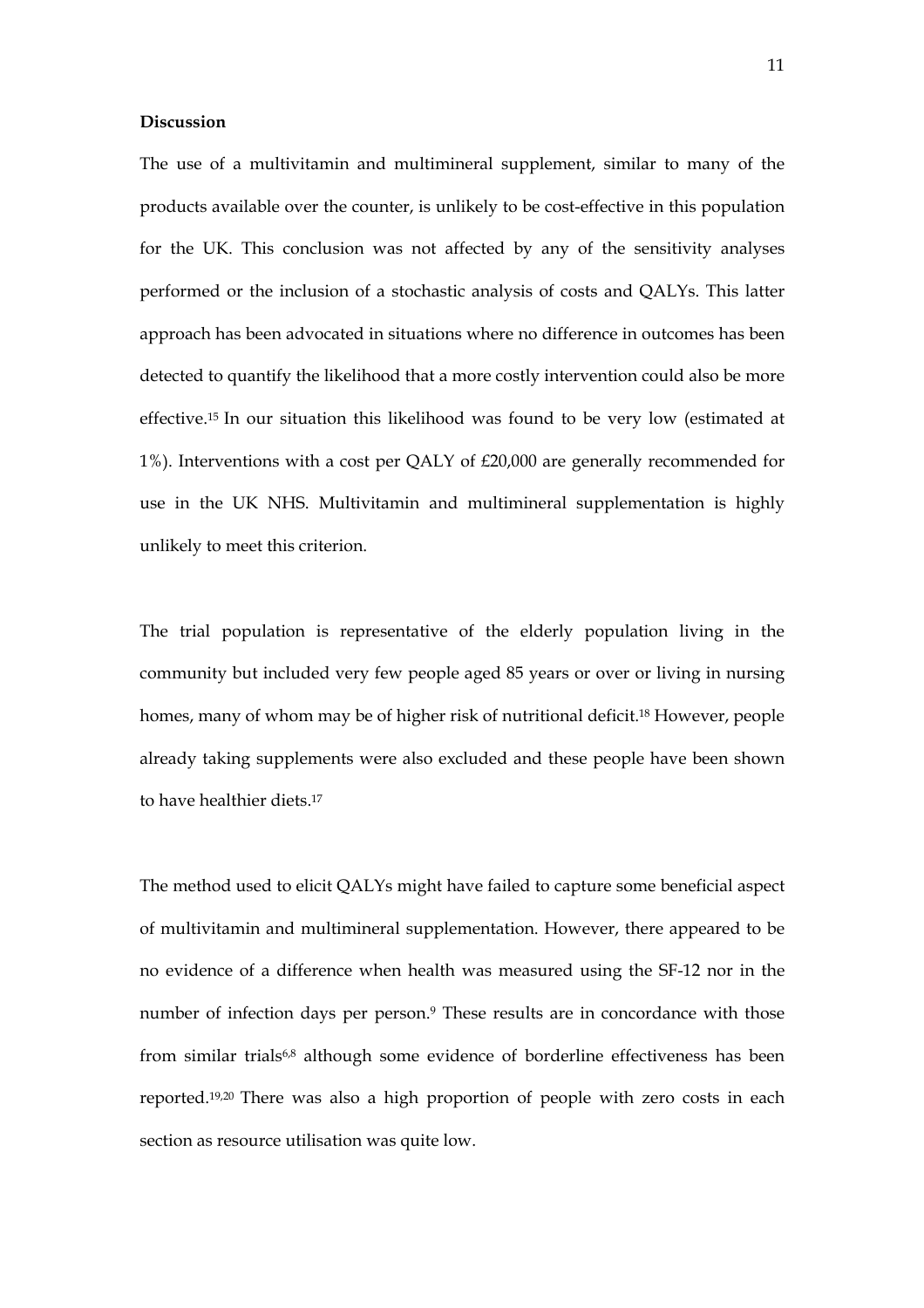**Discussion**

The use of a multivitamin and multimineral supplement, similar to many of the products available over the counter, is unlikely to be cost-effective in this population for the UK. This conclusion was not affected by any of the sensitivity analyses performed or the inclusion of a stochastic analysis of costs and QALYs. This latter approach has been advocated in situations where no difference in outcomes has been detected to quantify the likelihood that a more costly intervention could also be more effective.[15] In our situation this likelihood was found to be very low (estimated at 1%). Interventions with a cost per QALY of £20,000 are generally recommended for use in the UK NHS. Multivitamin and multimineral supplementation is highly unlikely to meet this criterion.

The trial population is representative of the elderly population living in the community but included very few people aged 85 years or over or living in nursing homes, many of whom may be of higher risk of nutritional deficit.[18] However, people already taking supplements were also excluded and these people have been shown to have healthier diets.[17]

The method used to elicit QALYs might have failed to capture some beneficial aspect of multivitamin and multimineral supplementation. However, there appeared to be no evidence of a difference when health was measured using the SF-12 nor in the number of infection days per person.[9] These results are in concordance with those from similar trials[6,8] although some evidence of borderline effectiveness has been reported.[19,20] There was also a high proportion of people with zero costs in each section as resource utilisation was quite low.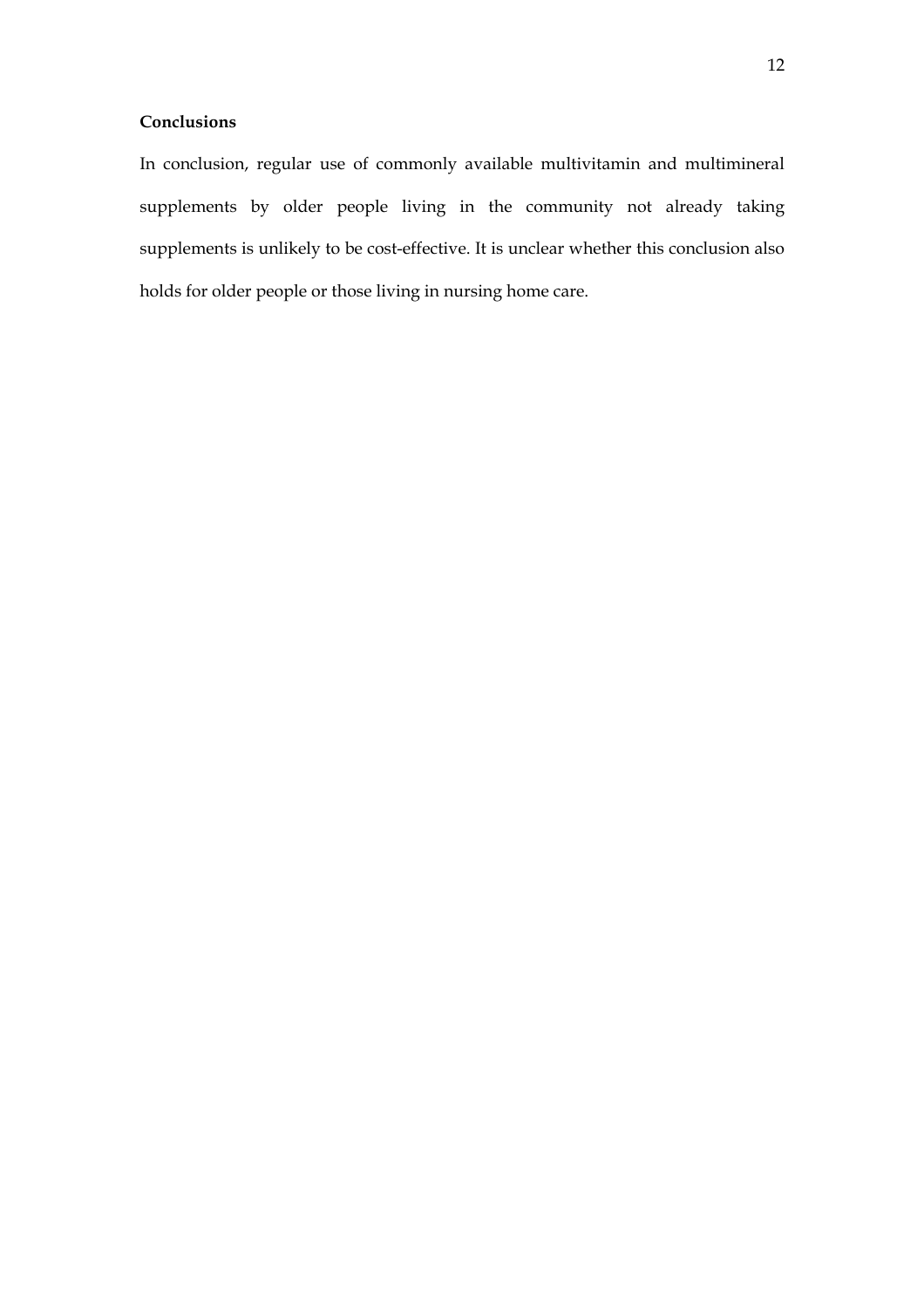**Conclusions**

In conclusion, regular use of commonly available multivitamin and multimineral supplements by older people living in the community not already taking supplements is unlikely to be cost-effective. It is unclear whether this conclusion also holds for older people or those living in nursing home care.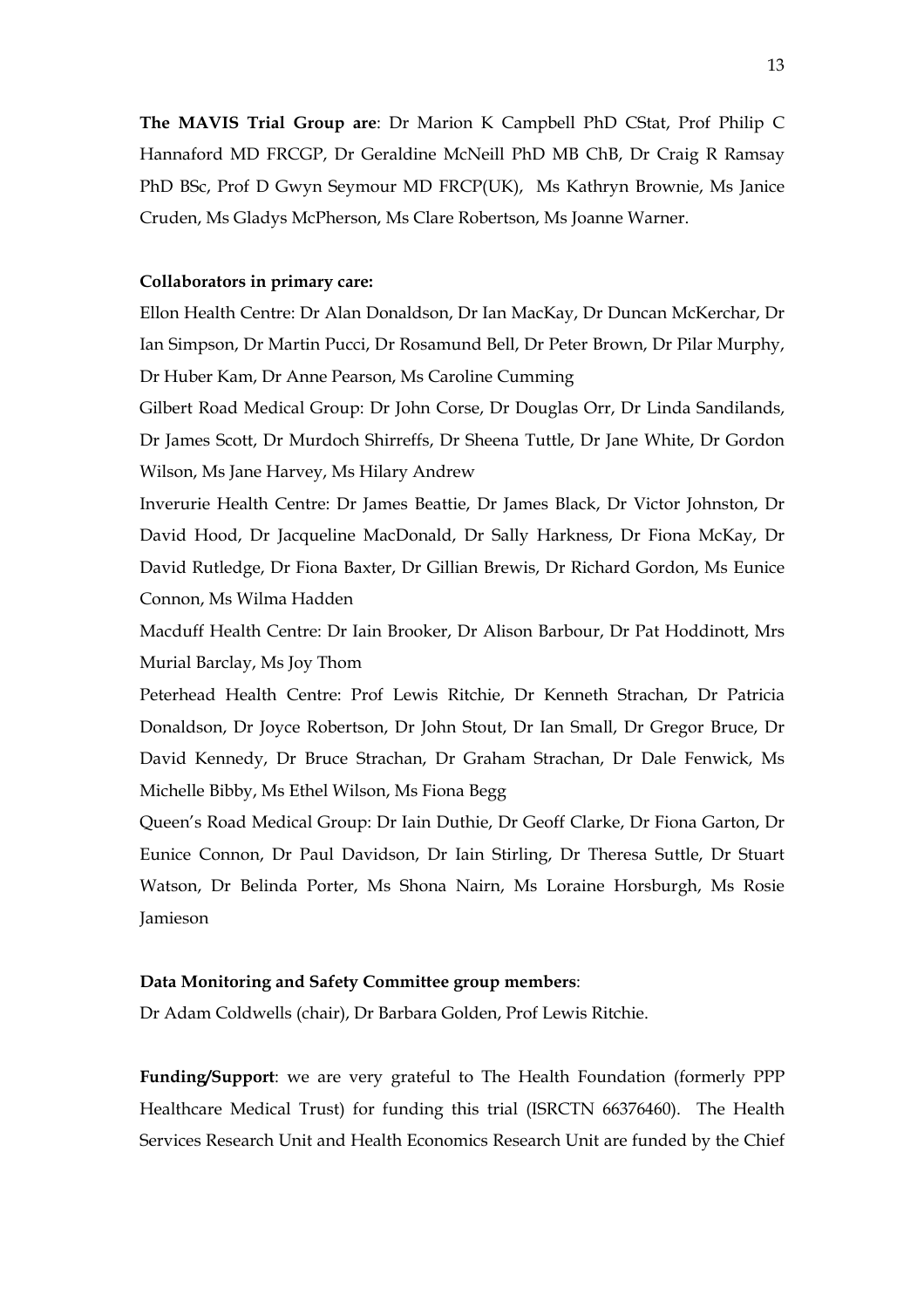**The MAVIS Trial Group are**: Dr Marion K Campbell PhD CStat, Prof Philip C Hannaford MD FRCGP, Dr Geraldine McNeill PhD MB ChB, Dr Craig R Ramsay PhD BSc, Prof D Gwyn Seymour MD FRCP(UK), Ms Kathryn Brownie, Ms Janice Cruden, Ms Gladys McPherson, Ms Clare Robertson, Ms Joanne Warner.

**Collaborators in primary care:**

Ellon Health Centre: Dr Alan Donaldson, Dr Ian MacKay, Dr Duncan McKerchar, Dr Ian Simpson, Dr Martin Pucci, Dr Rosamund Bell, Dr Peter Brown, Dr Pilar Murphy, Dr Huber Kam, Dr Anne Pearson, Ms Caroline Cumming

Gilbert Road Medical Group: Dr John Corse, Dr Douglas Orr, Dr Linda Sandilands, Dr James Scott, Dr Murdoch Shirreffs, Dr Sheena Tuttle, Dr Jane White, Dr Gordon Wilson, Ms Jane Harvey, Ms Hilary Andrew

Inverurie Health Centre: Dr James Beattie, Dr James Black, Dr Victor Johnston, Dr David Hood, Dr Jacqueline MacDonald, Dr Sally Harkness, Dr Fiona McKay, Dr David Rutledge, Dr Fiona Baxter, Dr Gillian Brewis, Dr Richard Gordon, Ms Eunice Connon, Ms Wilma Hadden

Macduff Health Centre: Dr Iain Brooker, Dr Alison Barbour, Dr Pat Hoddinott, Mrs Murial Barclay, Ms Joy Thom

Peterhead Health Centre: Prof Lewis Ritchie, Dr Kenneth Strachan, Dr Patricia Donaldson, Dr Joyce Robertson, Dr John Stout, Dr Ian Small, Dr Gregor Bruce, Dr David Kennedy, Dr Bruce Strachan, Dr Graham Strachan, Dr Dale Fenwick, Ms Michelle Bibby, Ms Ethel Wilson, Ms Fiona Begg

Queen's Road Medical Group: Dr Iain Duthie, Dr Geoff Clarke, Dr Fiona Garton, Dr Eunice Connon, Dr Paul Davidson, Dr Iain Stirling, Dr Theresa Suttle, Dr Stuart Watson, Dr Belinda Porter, Ms Shona Nairn, Ms Loraine Horsburgh, Ms Rosie Jamieson

**Data Monitoring and Safety Committee group members**:

Dr Adam Coldwells (chair), Dr Barbara Golden, Prof Lewis Ritchie.

**Funding/Support**: we are very grateful to The Health Foundation (formerly PPP Healthcare Medical Trust) for funding this trial (ISRCTN 66376460). The Health Services Research Unit and Health Economics Research Unit are funded by the Chief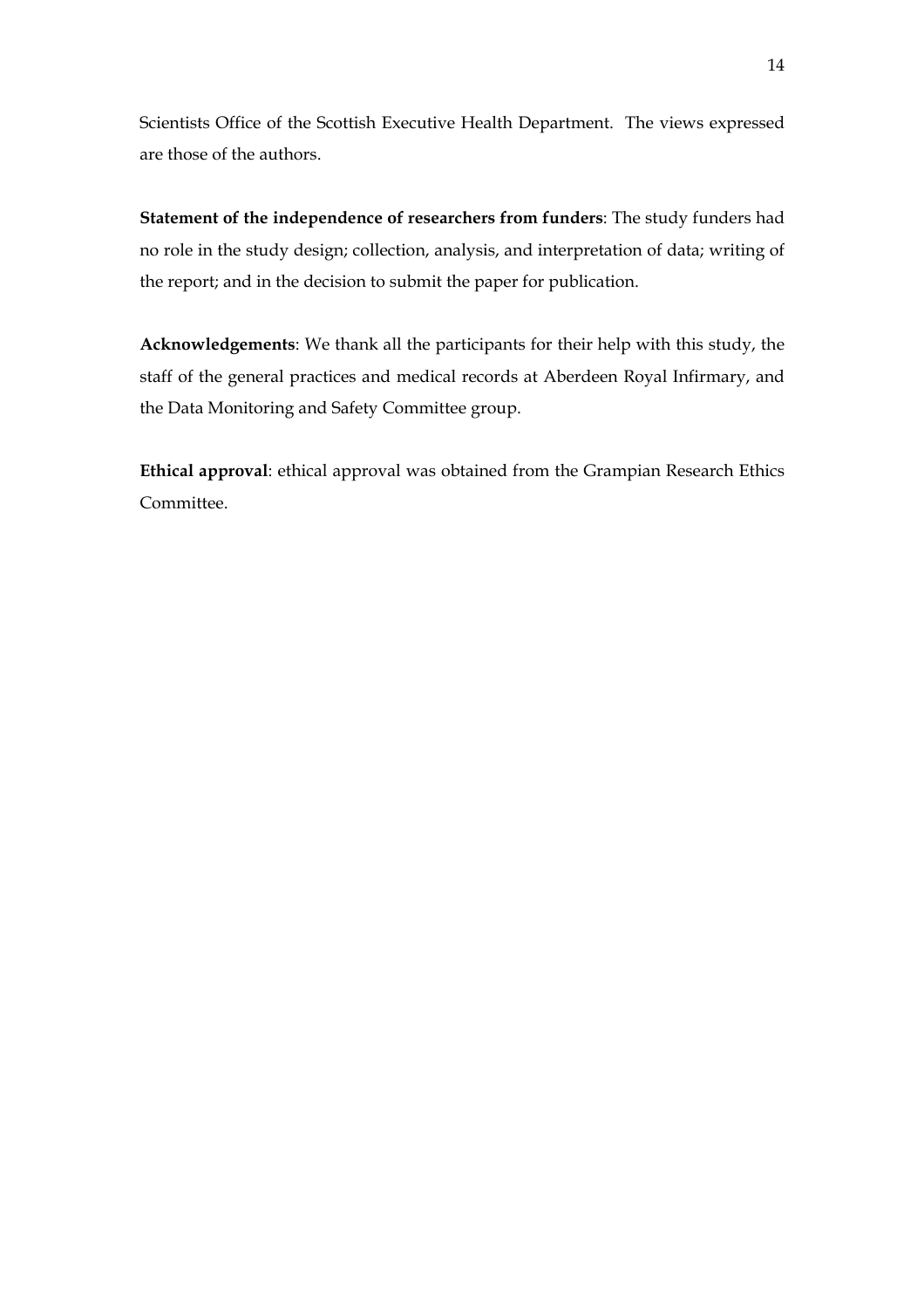Scientists Office of the Scottish Executive Health Department. The views expressed are those of the authors.

**Statement of the independence of researchers from funders**: The study funders had no role in the study design; collection, analysis, and interpretation of data; writing of the report; and in the decision to submit the paper for publication.

**Acknowledgements**: We thank all the participants for their help with this study, the staff of the general practices and medical records at Aberdeen Royal Infirmary, and the Data Monitoring and Safety Committee group.

**Ethical approval**: ethical approval was obtained from the Grampian Research Ethics Committee.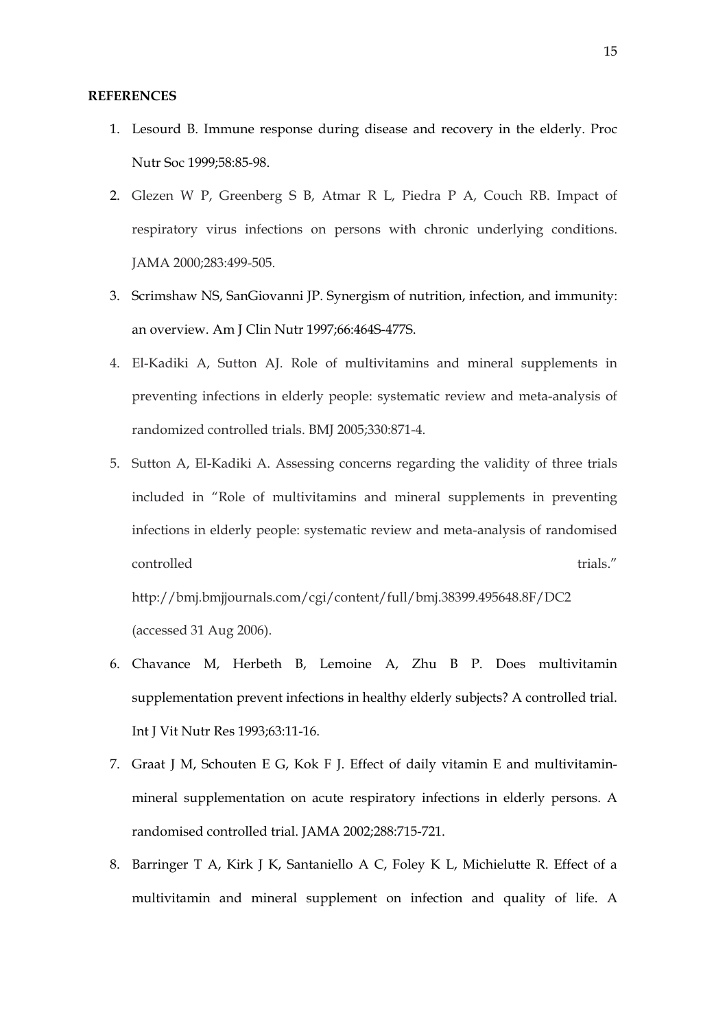**REFERENCES**

1. Lesourd B. Immune response during disease and recovery in the elderly. Proc Nutr Soc 1999;58:85-98.
2. Glezen W P, Greenberg S B, Atmar R L, Piedra P A, Couch RB. Impact of respiratory virus infections on persons with chronic underlying conditions. JAMA 2000;283:499-505.
3. Scrimshaw NS, SanGiovanni JP. Synergism of nutrition, infection, and immunity: an overview. Am J Clin Nutr 1997;66:464S-477S.
4. El-Kadiki A, Sutton AJ. Role of multivitamins and mineral supplements in preventing infections in elderly people: systematic review and meta-analysis of randomized controlled trials. BMJ 2005;330:871-4.
5. Sutton A, El-Kadiki A. Assessing concerns regarding the validity of three trials included in "Role of multivitamins and mineral supplements in preventing infections in elderly people: systematic review and meta-analysis of randomised controlled trials." http://bmj.bmjjournals.com/cgi/content/full/bmj.38399.495648.8F/DC2 (accessed 31 Aug 2006).
6. Chavance M, Herbeth B, Lemoine A, Zhu B P. Does multivitamin supplementation prevent infections in healthy elderly subjects? A controlled trial. Int J Vit Nutr Res 1993;63:11-16.
7. Graat J M, Schouten E G, Kok F J. Effect of daily vitamin E and multivitamin-mineral supplementation on acute respiratory infections in elderly persons. A randomised controlled trial. JAMA 2002;288:715-721.
8. Barringer T A, Kirk J K, Santaniello A C, Foley K L, Michielutte R. Effect of a multivitamin and mineral supplement on infection and quality of life. A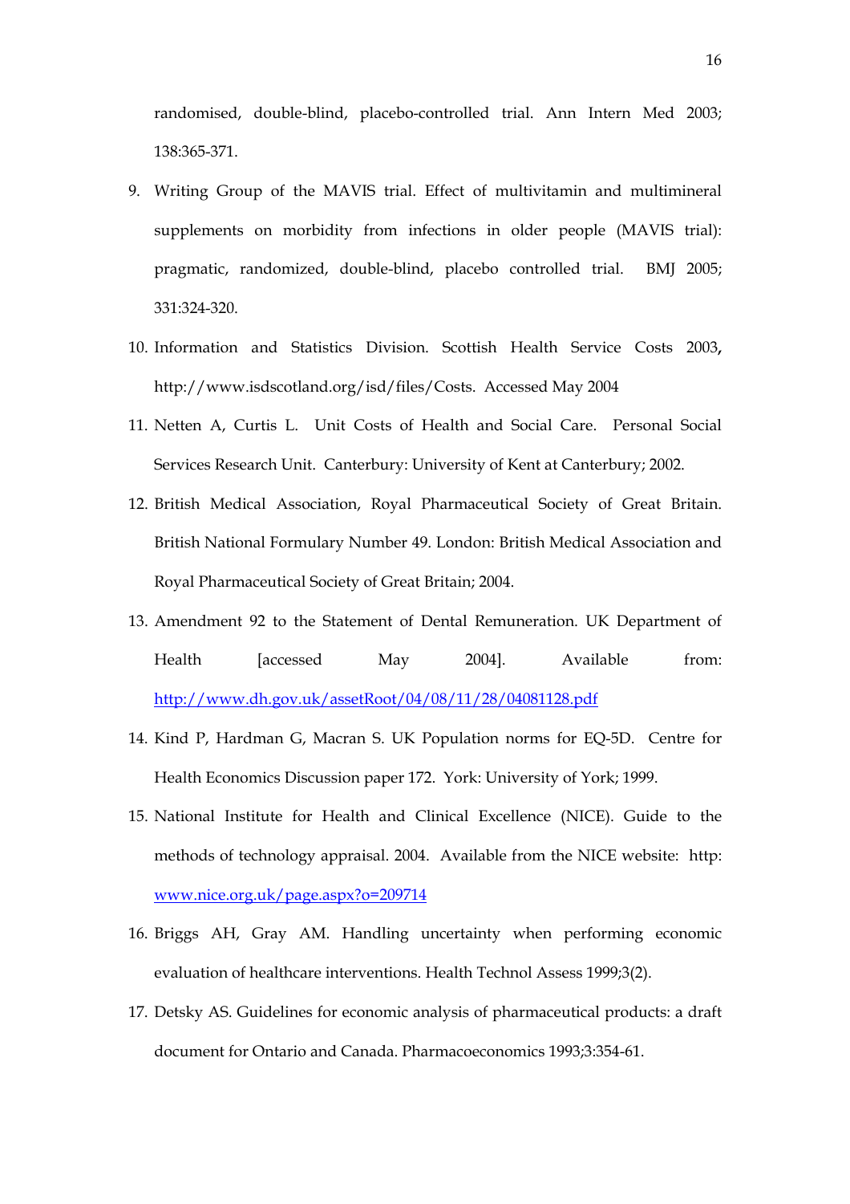randomised, double-blind, placebo-controlled trial. Ann Intern Med 2003; 138:365-371.

9. Writing Group of the MAVIS trial. Effect of multivitamin and multimineral supplements on morbidity from infections in older people (MAVIS trial): pragmatic, randomized, double-blind, placebo controlled trial. BMJ 2005; 331:324-320.
10. Information and Statistics Division. Scottish Health Service Costs 2003**,** http://www.isdscotland.org/isd/files/Costs. Accessed May 2004
11. Netten A, Curtis L. Unit Costs of Health and Social Care. Personal Social Services Research Unit. Canterbury: University of Kent at Canterbury; 2002.
12. British Medical Association, Royal Pharmaceutical Society of Great Britain. British National Formulary Number 49. London: British Medical Association and Royal Pharmaceutical Society of Great Britain; 2004.
13. Amendment 92 to the Statement of Dental Remuneration. UK Department of Health [accessed May 2004]. Available from: http://www.dh.gov.uk/assetRoot/04/08/11/28/04081128.pdf
14. Kind P, Hardman G, Macran S. UK Population norms for EQ-5D. Centre for Health Economics Discussion paper 172. York: University of York; 1999.
15. National Institute for Health and Clinical Excellence (NICE). Guide to the methods of technology appraisal. 2004. Available from the NICE website: http: www.nice.org.uk/page.aspx?o=209714
16. Briggs AH, Gray AM. Handling uncertainty when performing economic evaluation of healthcare interventions. Health Technol Assess 1999;3(2).
17. Detsky AS. Guidelines for economic analysis of pharmaceutical products: a draft document for Ontario and Canada. Pharmacoeconomics 1993;3:354-61.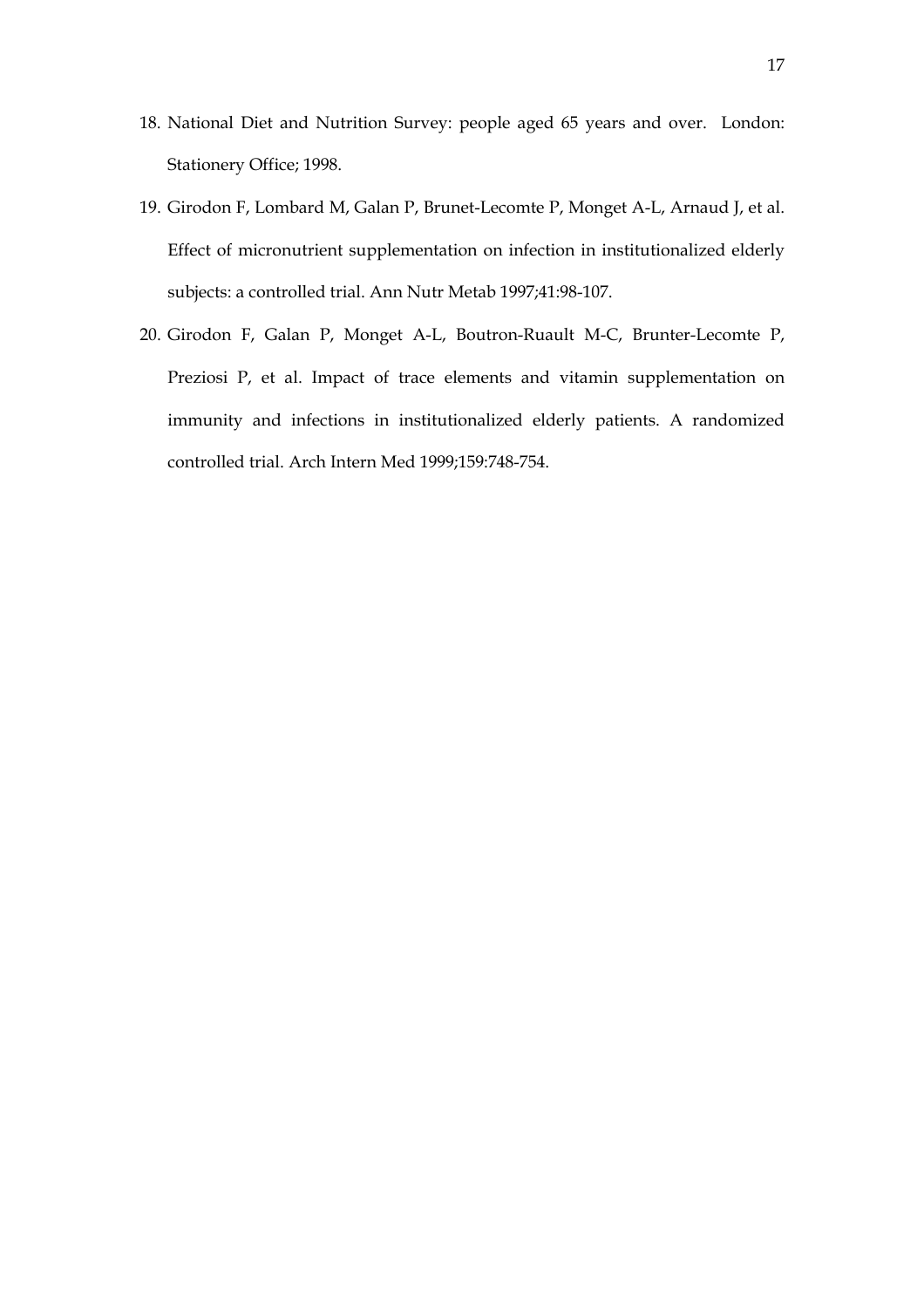18. National Diet and Nutrition Survey: people aged 65 years and over. London: Stationery Office; 1998.

19. Girodon F, Lombard M, Galan P, Brunet-Lecomte P, Monget A-L, Arnaud J, et al. Effect of micronutrient supplementation on infection in institutionalized elderly subjects: a controlled trial. Ann Nutr Metab 1997;41:98-107.

20. Girodon F, Galan P, Monget A-L, Boutron-Ruault M-C, Brunter-Lecomte P, Preziosi P, et al. Impact of trace elements and vitamin supplementation on immunity and infections in institutionalized elderly patients. A randomized controlled trial. Arch Intern Med 1999;159:748-754.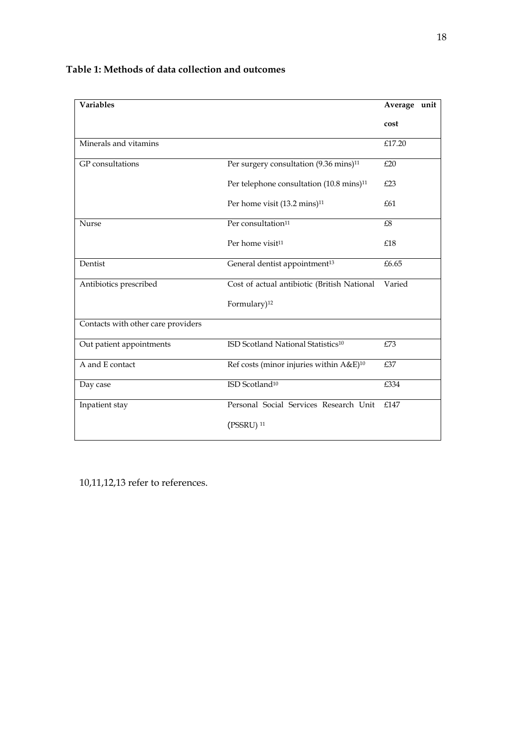**Table 1: Methods of data collection and outcomes**

| Variables | | Average unit cost |
|---|---|---|
| Minerals and vitamins | | £17.20 |
| GP consultations | Per surgery consultation (9.36 mins)[11] | £20 |
| | Per telephone consultation (10.8 mins)[11] | £23 |
| | Per home visit (13.2 mins)[11] | £61 |
| Nurse | Per consultation[11] | £8 |
| | Per home visit[11] | £18 |
| Dentist | General dentist appointment[13] | £6.65 |
| Antibiotics prescribed | Cost of actual antibiotic (British National Formulary)[12] | Varied |
| Contacts with other care providers | | |
| Out patient appointments | ISD Scotland National Statistics[10] | £73 |
| A and E contact | Ref costs (minor injuries within A&E)[10] | £37 |
| Day case | ISD Scotland[10] | £334 |
| Inpatient stay | Personal Social Services Research Unit (PSSRU)[11] | £147 |

10,11,12,13 refer to references.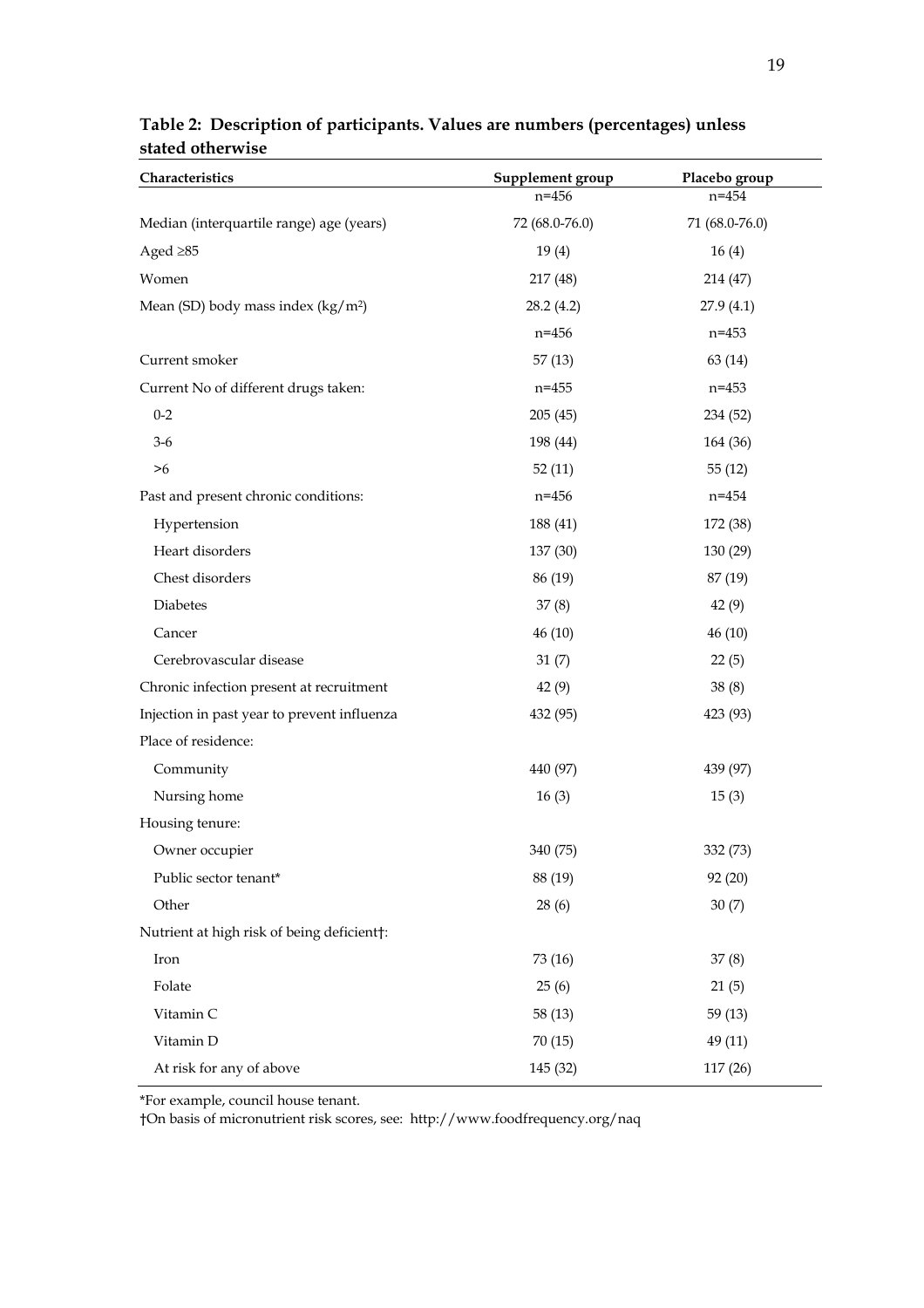**Table 2: Description of participants. Values are numbers (percentages) unless stated otherwise**

| Characteristics | Supplement group | Placebo group |
|---|---|---|
| | n=456 | n=454 |
| Median (interquartile range) age (years) | 72 (68.0-76.0) | 71 (68.0-76.0) |
| Aged ≥85 | 19 (4) | 16 (4) |
| Women | 217 (48) | 214 (47) |
| Mean (SD) body mass index (kg/m$^2$) | 28.2 (4.2) | 27.9 (4.1) |
| | n=456 | n=453 |
| Current smoker | 57 (13) | 63 (14) |
| Current No of different drugs taken: | n=455 | n=453 |
| 0-2 | 205 (45) | 234 (52) |
| 3-6 | 198 (44) | 164 (36) |
| >6 | 52 (11) | 55 (12) |
| Past and present chronic conditions: | n=456 | n=454 |
| Hypertension | 188 (41) | 172 (38) |
| Heart disorders | 137 (30) | 130 (29) |
| Chest disorders | 86 (19) | 87 (19) |
| Diabetes | 37 (8) | 42 (9) |
| Cancer | 46 (10) | 46 (10) |
| Cerebrovascular disease | 31 (7) | 22 (5) |
| Chronic infection present at recruitment | 42 (9) | 38 (8) |
| Injection in past year to prevent influenza | 432 (95) | 423 (93) |
| Place of residence: | | |
| Community | 440 (97) | 439 (97) |
| Nursing home | 16 (3) | 15 (3) |
| Housing tenure: | | |
| Owner occupier | 340 (75) | 332 (73) |
| Public sector tenant* | 88 (19) | 92 (20) |
| Other | 28 (6) | 30 (7) |
| Nutrient at high risk of being deficient†: | | |
| Iron | 73 (16) | 37 (8) |
| Folate | 25 (6) | 21 (5) |
| Vitamin C | 58 (13) | 59 (13) |
| Vitamin D | 70 (15) | 49 (11) |
| At risk for any of above | 145 (32) | 117 (26) |

*For example, council house tenant.

†On basis of micronutrient risk scores, see: http://www.foodfrequency.org/naq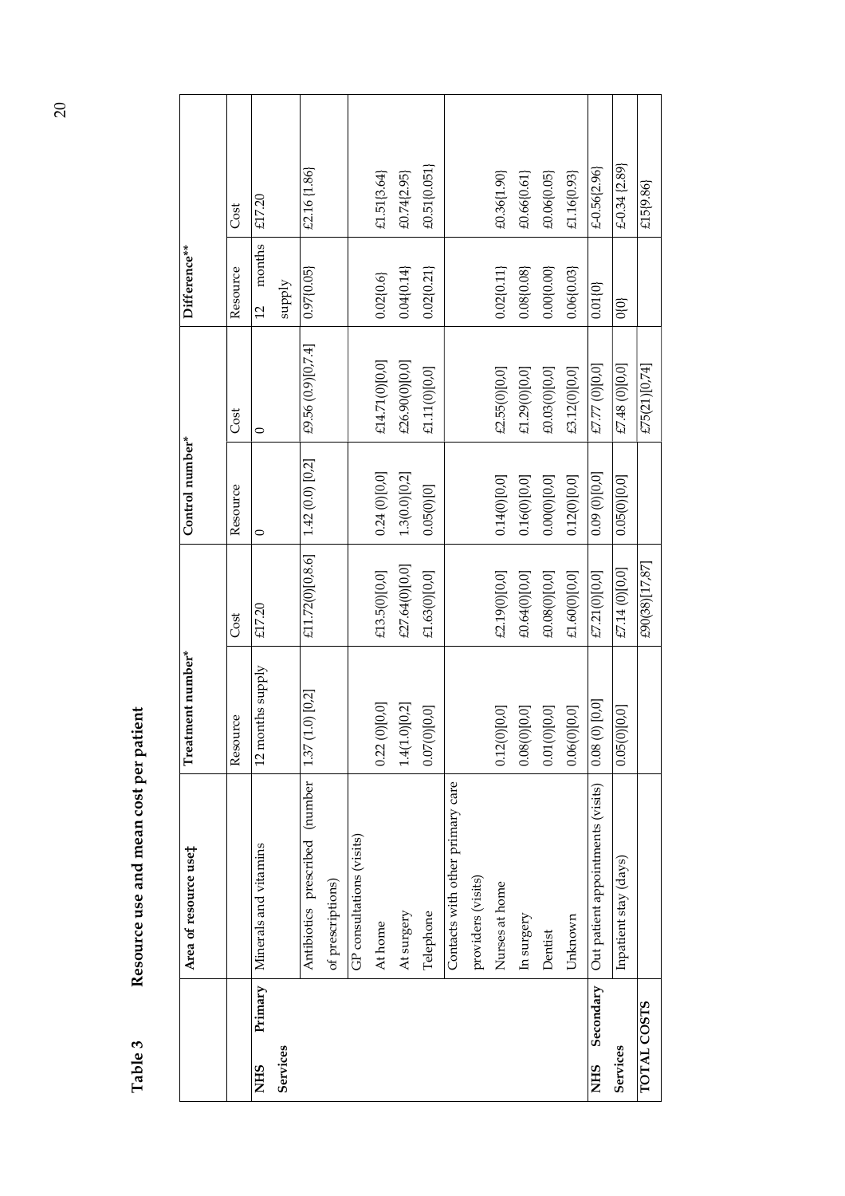**Table 3 Resource use and mean cost per patient**

| | Area of resource use‡ | Treatment number* | | Control number* | | Difference** | |
|---|---|---|---|---|---|---|---|
| | | Resource | Cost | Resource | Cost | Resource | Cost |
| NHS Primary Services | Minerals and vitamins | 12 months supply | £17.20 | 0 | 0 | 12 months supply | £17.20 |
| | Antibiotics prescribed (number of prescriptions) | 1.37 (1.0) [0,2] | £11.72(0)[0,8.6] | 1.42 (0.0) [0,2] | £9.56 (0.9)[0,7.4] | 0.97{0.05} | £2.16 {1.86} |
| | GP consultations (visits) | | | | | | |
| | At home | 0.22 (0)[0,0] | £13.5(0)[0,0] | 0.24 (0)[0,0] | £14.71(0)[0,0] | 0.02{0.6} | £1.51{3.64} |
| | At surgery | 1.4(1.0)[0,2] | £27.64(0)[0,0] | 1.3(0.0)[0,2] | £26.90(0)[0,0] | 0.04{0.14} | £0.74{2.95} |
| | Telephone | 0.07(0)[0,0] | £1.63(0)[0,0] | 0.05(0)[0] | £1.11(0)[0,0] | 0.02{0.21} | £0.51{0.051} |
| | Contacts with other primary care providers (visits) | | | | | | |
| | Nurses at home | 0.12(0)[0,0] | £2.19(0)[0,0] | 0.14(0)[0,0] | £2.55(0)[0,0] | 0.02{0.11} | £0.36{1.90} |
| | In surgery | 0.08(0)[0,0] | £0.64(0)[0,0] | 0.16(0)[0,0] | £1.29(0)[0,0] | 0.08{0.08} | £0.66{0.61} |
| | Dentist | 0.01(0)[0,0] | £0.08(0)[0,0] | 0.00(0)[0,0] | £0.03(0)[0,0] | 0.00{0.00} | £0.06{0.05} |
| | Unknown | 0.06(0)[0,0] | £1.60(0)[0,0] | 0.12(0)[0,0] | £3.12(0)[0,0] | 0.06{0.03} | £1.16{0.93} |
| NHS Secondary Services | Out patient appointments (visits) | 0.08 (0) [0,0] | £7.21(0)[0,0] | 0.09 (0)[0,0] | £7.77 (0)[0,0] | 0.01{0} | £-0.56{2.96} |
| | Inpatient stay (days) | 0.05(0)[0,0] | £7.14 (0)[0,0] | 0.05(0)[0,0] | £7.48 (0)[0,0] | 0{0} | £-0.34 {2.89} |
| TOTAL COSTS | | | £90(38)[17,87] | | £75(21)[0,74] | | £15{9.86} |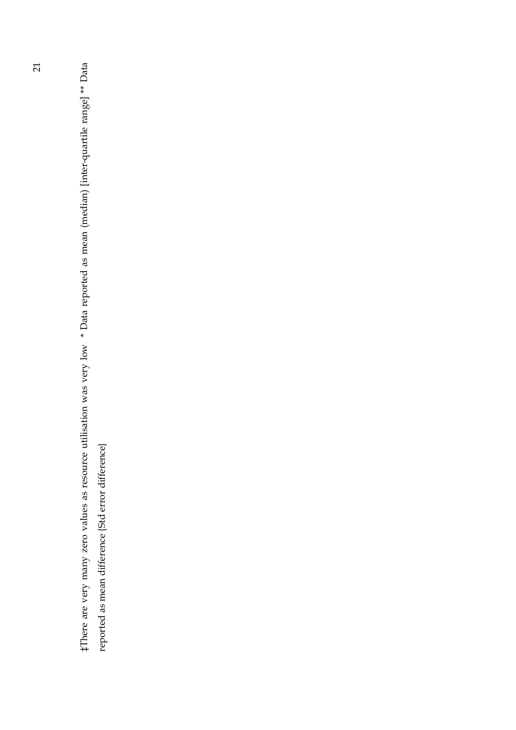‡There are very many zero values as resource utilisation was very low * Data reported as mean (median) [inter-quartile range] ** Data reported as mean difference {Std error difference}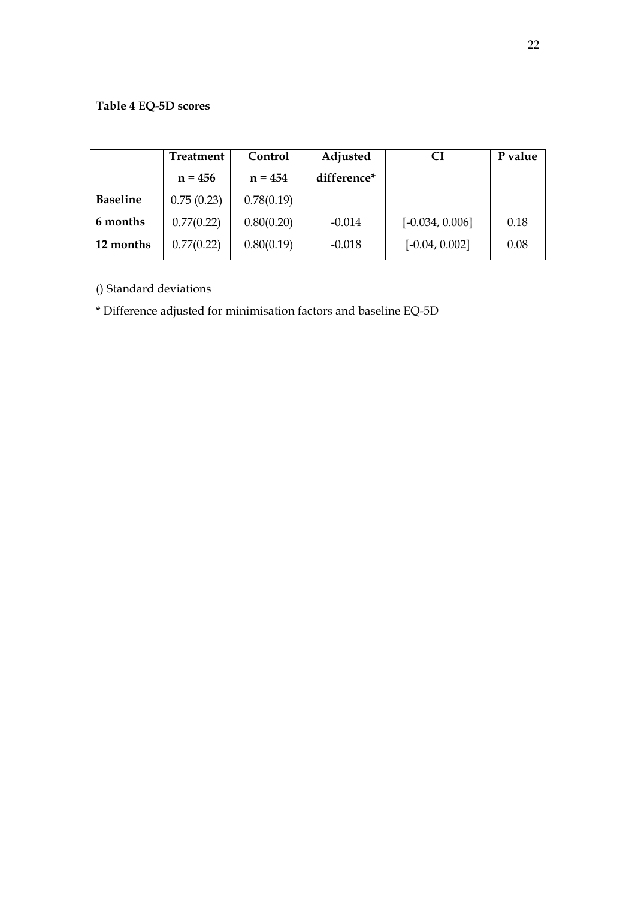**Table 4 EQ-5D scores**

| | Treatment n = 456 | Control n = 454 | Adjusted difference* | CI | P value |
|---|---|---|---|---|---|
| **Baseline** | 0.75 (0.23) | 0.78(0.19) | | | |
| **6 months** | 0.77(0.22) | 0.80(0.20) | -0.014 | [-0.034, 0.006] | 0.18 |
| **12 months** | 0.77(0.22) | 0.80(0.19) | -0.018 | [-0.04, 0.002] | 0.08 |

() Standard deviations

* Difference adjusted for minimisation factors and baseline EQ-5D